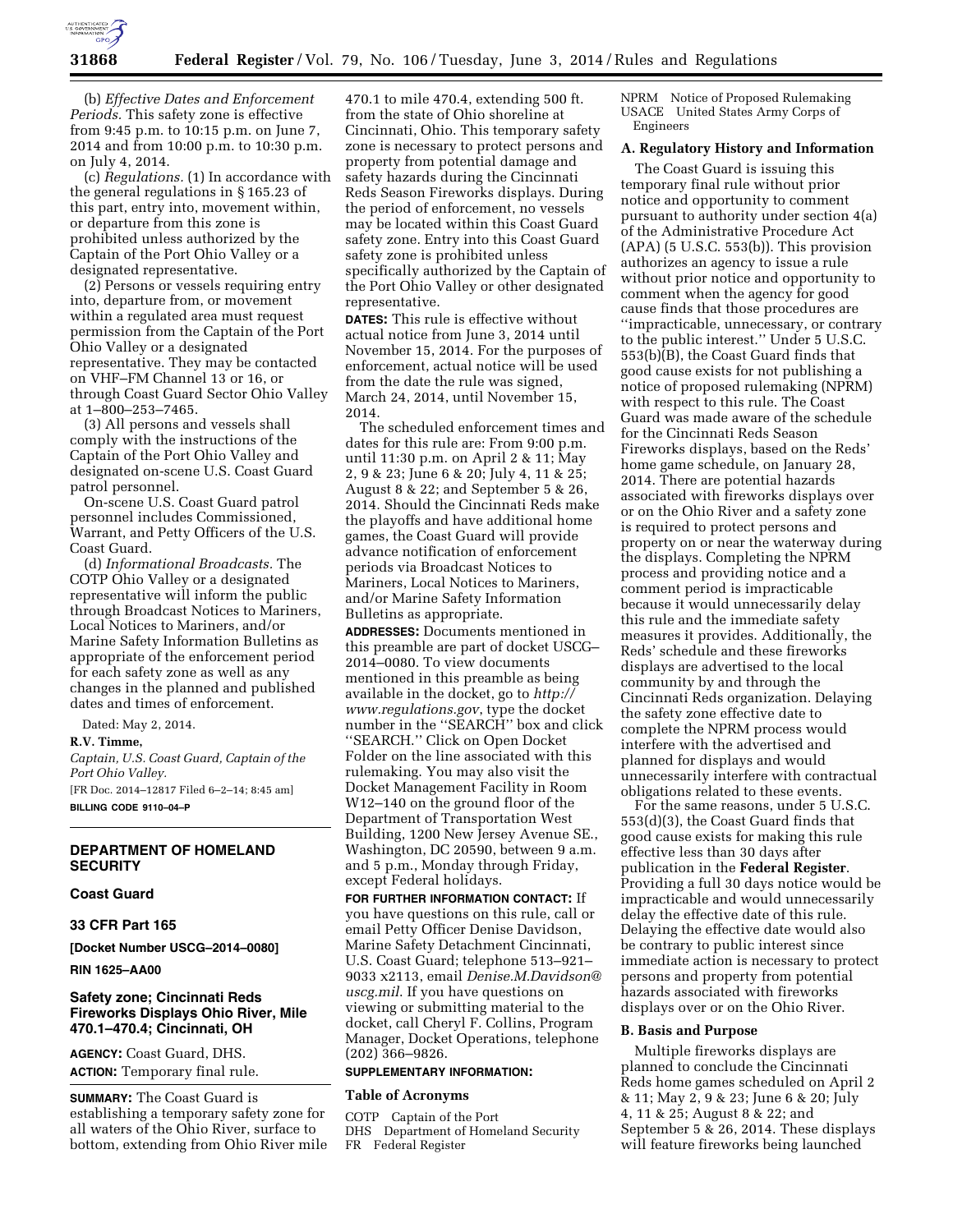(b) *Effective Dates and Enforcement Periods.* This safety zone is effective from 9:45 p.m. to 10:15 p.m. on June 7, 2014 and from 10:00 p.m. to 10:30 p.m. on July 4, 2014.

(c) *Regulations.* (1) In accordance with the general regulations in § 165.23 of this part, entry into, movement within, or departure from this zone is prohibited unless authorized by the Captain of the Port Ohio Valley or a designated representative.

(2) Persons or vessels requiring entry into, departure from, or movement within a regulated area must request permission from the Captain of the Port Ohio Valley or a designated representative. They may be contacted on VHF–FM Channel 13 or 16, or through Coast Guard Sector Ohio Valley at 1–800–253–7465.

(3) All persons and vessels shall comply with the instructions of the Captain of the Port Ohio Valley and designated on-scene U.S. Coast Guard patrol personnel.

On-scene U.S. Coast Guard patrol personnel includes Commissioned, Warrant, and Petty Officers of the U.S. Coast Guard.

(d) *Informational Broadcasts.* The COTP Ohio Valley or a designated representative will inform the public through Broadcast Notices to Mariners, Local Notices to Mariners, and/or Marine Safety Information Bulletins as appropriate of the enforcement period for each safety zone as well as any changes in the planned and published dates and times of enforcement.

Dated: May 2, 2014.

**R.V. Timme,**

*Captain, U.S. Coast Guard, Captain of the Port Ohio Valley.*

[FR Doc. 2014–12817 Filed 6–2–14; 8:45 am]

**BILLING CODE 9110–04–P**

---

## DEPARTMENT OF HOMELAND SECURITY

### Coast Guard

### 33 CFR Part 165

**[Docket Number USCG–2014–0080]**

**RIN 1625–AA00**

## Safety zone; Cincinnati Reds Fireworks Displays Ohio River, Mile 470.1–470.4; Cincinnati, OH

**AGENCY:** Coast Guard, DHS.

**ACTION:** Temporary final rule.

**SUMMARY:** The Coast Guard is establishing a temporary safety zone for all waters of the Ohio River, surface to bottom, extending from Ohio River mile 470.1 to mile 470.4, extending 500 ft. from the state of Ohio shoreline at Cincinnati, Ohio. This temporary safety zone is necessary to protect persons and property from potential damage and safety hazards during the Cincinnati Reds Season Fireworks displays. During the period of enforcement, no vessels may be located within this Coast Guard safety zone. Entry into this Coast Guard safety zone is prohibited unless specifically authorized by the Captain of the Port Ohio Valley or other designated representative.

**DATES:** This rule is effective without actual notice from June 3, 2014 until November 15, 2014. For the purposes of enforcement, actual notice will be used from the date the rule was signed, March 24, 2014, until November 15, 2014.

The scheduled enforcement times and dates for this rule are: From 9:00 p.m. until 11:30 p.m. on April 2 & 11; May 2, 9 & 23; June 6 & 20; July 4, 11 & 25; August 8 & 22; and September 5 & 26, 2014. Should the Cincinnati Reds make the playoffs and have additional home games, the Coast Guard will provide advance notification of enforcement periods via Broadcast Notices to Mariners, Local Notices to Mariners, and/or Marine Safety Information Bulletins as appropriate.

**ADDRESSES:** Documents mentioned in this preamble are part of docket USCG–2014–0080. To view documents mentioned in this preamble as being available in the docket, go to *http://www.regulations.gov*, type the docket number in the ''SEARCH'' box and click ''SEARCH.'' Click on Open Docket Folder on the line associated with this rulemaking. You may also visit the Docket Management Facility in Room W12–140 on the ground floor of the Department of Transportation West Building, 1200 New Jersey Avenue SE., Washington, DC 20590, between 9 a.m. and 5 p.m., Monday through Friday, except Federal holidays.

**FOR FURTHER INFORMATION CONTACT:** If you have questions on this rule, call or email Petty Officer Denise Davidson, Marine Safety Detachment Cincinnati, U.S. Coast Guard; telephone 513–921–9033 x2113, email *Denise.M.Davidson@uscg.mil*. If you have questions on viewing or submitting material to the docket, call Cheryl F. Collins, Program Manager, Docket Operations, telephone (202) 366–9826.

**SUPPLEMENTARY INFORMATION:**

### Table of Acronyms

COTP Captain of the Port
DHS Department of Homeland Security
FR Federal Register
NPRM Notice of Proposed Rulemaking
USACE United States Army Corps of Engineers

### A. Regulatory History and Information

The Coast Guard is issuing this temporary final rule without prior notice and opportunity to comment pursuant to authority under section 4(a) of the Administrative Procedure Act (APA) (5 U.S.C. 553(b)). This provision authorizes an agency to issue a rule without prior notice and opportunity to comment when the agency for good cause finds that those procedures are ''impracticable, unnecessary, or contrary to the public interest.'' Under 5 U.S.C. 553(b)(B), the Coast Guard finds that good cause exists for not publishing a notice of proposed rulemaking (NPRM) with respect to this rule. The Coast Guard was made aware of the schedule for the Cincinnati Reds Season Fireworks displays, based on the Reds' home game schedule, on January 28, 2014. There are potential hazards associated with fireworks displays over or on the Ohio River and a safety zone is required to protect persons and property on or near the waterway during the displays. Completing the NPRM process and providing notice and a comment period is impracticable because it would unnecessarily delay this rule and the immediate safety measures it provides. Additionally, the Reds' schedule and these fireworks displays are advertised to the local community by and through the Cincinnati Reds organization. Delaying the safety zone effective date to complete the NPRM process would interfere with the advertised and planned for displays and would unnecessarily interfere with contractual obligations related to these events.

For the same reasons, under 5 U.S.C. 553(d)(3), the Coast Guard finds that good cause exists for making this rule effective less than 30 days after publication in the **Federal Register**. Providing a full 30 days notice would be impracticable and would unnecessarily delay the effective date of this rule. Delaying the effective date would also be contrary to public interest since immediate action is necessary to protect persons and property from potential hazards associated with fireworks displays over or on the Ohio River.

### B. Basis and Purpose

Multiple fireworks displays are planned to conclude the Cincinnati Reds home games scheduled on April 2 & 11; May 2, 9 & 23; June 6 & 20; July 4, 11 & 25; August 8 & 22; and September 5 & 26, 2014. These displays will feature fireworks being launched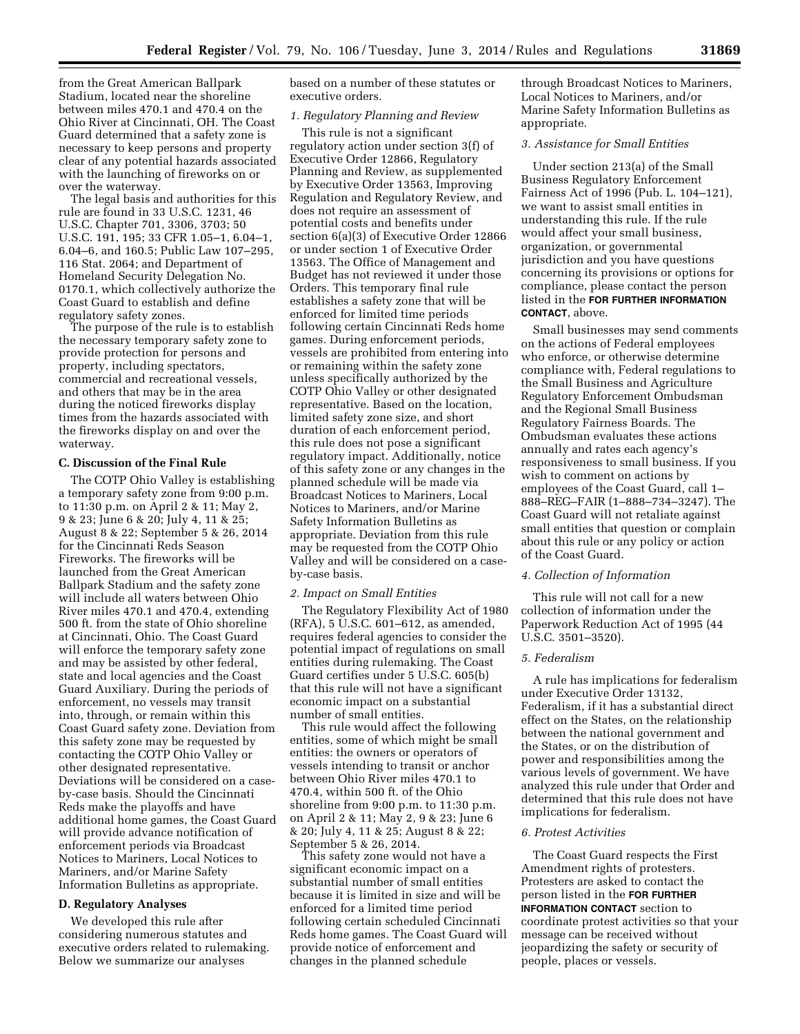from the Great American Ballpark Stadium, located near the shoreline between miles 470.1 and 470.4 on the Ohio River at Cincinnati, OH. The Coast Guard determined that a safety zone is necessary to keep persons and property clear of any potential hazards associated with the launching of fireworks on or over the waterway.

The legal basis and authorities for this rule are found in 33 U.S.C. 1231, 46 U.S.C. Chapter 701, 3306, 3703; 50 U.S.C. 191, 195; 33 CFR 1.05–1, 6.04–1, 6.04–6, and 160.5; Public Law 107–295, 116 Stat. 2064; and Department of Homeland Security Delegation No. 0170.1, which collectively authorize the Coast Guard to establish and define regulatory safety zones.

The purpose of the rule is to establish the necessary temporary safety zone to provide protection for persons and property, including spectators, commercial and recreational vessels, and others that may be in the area during the noticed fireworks display times from the hazards associated with the fireworks display on and over the waterway.

### C. Discussion of the Final Rule

The COTP Ohio Valley is establishing a temporary safety zone from 9:00 p.m. to 11:30 p.m. on April 2 & 11; May 2, 9 & 23; June 6 & 20; July 4, 11 & 25; August 8 & 22; September 5 & 26, 2014 for the Cincinnati Reds Season Fireworks. The fireworks will be launched from the Great American Ballpark Stadium and the safety zone will include all waters between Ohio River miles 470.1 and 470.4, extending 500 ft. from the state of Ohio shoreline at Cincinnati, Ohio. The Coast Guard will enforce the temporary safety zone and may be assisted by other federal, state and local agencies and the Coast Guard Auxiliary. During the periods of enforcement, no vessels may transit into, through, or remain within this Coast Guard safety zone. Deviation from this safety zone may be requested by contacting the COTP Ohio Valley or other designated representative. Deviations will be considered on a case-by-case basis. Should the Cincinnati Reds make the playoffs and have additional home games, the Coast Guard will provide advance notification of enforcement periods via Broadcast Notices to Mariners, Local Notices to Mariners, and/or Marine Safety Information Bulletins as appropriate.

### D. Regulatory Analyses

We developed this rule after considering numerous statutes and executive orders related to rulemaking. Below we summarize our analyses based on a number of these statutes or executive orders.

#### *1. Regulatory Planning and Review*

This rule is not a significant regulatory action under section 3(f) of Executive Order 12866, Regulatory Planning and Review, as supplemented by Executive Order 13563, Improving Regulation and Regulatory Review, and does not require an assessment of potential costs and benefits under section 6(a)(3) of Executive Order 12866 or under section 1 of Executive Order 13563. The Office of Management and Budget has not reviewed it under those Orders. This temporary final rule establishes a safety zone that will be enforced for limited time periods following certain Cincinnati Reds home games. During enforcement periods, vessels are prohibited from entering into or remaining within the safety zone unless specifically authorized by the COTP Ohio Valley or other designated representative. Based on the location, limited safety zone size, and short duration of each enforcement period, this rule does not pose a significant regulatory impact. Additionally, notice of this safety zone or any changes in the planned schedule will be made via Broadcast Notices to Mariners, Local Notices to Mariners, and/or Marine Safety Information Bulletins as appropriate. Deviation from this rule may be requested from the COTP Ohio Valley and will be considered on a case-by-case basis.

#### *2. Impact on Small Entities*

The Regulatory Flexibility Act of 1980 (RFA), 5 U.S.C. 601–612, as amended, requires federal agencies to consider the potential impact of regulations on small entities during rulemaking. The Coast Guard certifies under 5 U.S.C. 605(b) that this rule will not have a significant economic impact on a substantial number of small entities.

This rule would affect the following entities, some of which might be small entities: the owners or operators of vessels intending to transit or anchor between Ohio River miles 470.1 to 470.4, within 500 ft. of the Ohio shoreline from 9:00 p.m. to 11:30 p.m. on April 2 & 11; May 2, 9 & 23; June 6 & 20; July 4, 11 & 25; August 8 & 22; September 5 & 26, 2014.

This safety zone would not have a significant economic impact on a substantial number of small entities because it is limited in size and will be enforced for a limited time period following certain scheduled Cincinnati Reds home games. The Coast Guard will provide notice of enforcement and changes in the planned schedule through Broadcast Notices to Mariners, Local Notices to Mariners, and/or Marine Safety Information Bulletins as appropriate.

#### *3. Assistance for Small Entities*

Under section 213(a) of the Small Business Regulatory Enforcement Fairness Act of 1996 (Pub. L. 104–121), we want to assist small entities in understanding this rule. If the rule would affect your small business, organization, or governmental jurisdiction and you have questions concerning its provisions or options for compliance, please contact the person listed in the **FOR FURTHER INFORMATION CONTACT**, above.

Small businesses may send comments on the actions of Federal employees who enforce, or otherwise determine compliance with, Federal regulations to the Small Business and Agriculture Regulatory Enforcement Ombudsman and the Regional Small Business Regulatory Fairness Boards. The Ombudsman evaluates these actions annually and rates each agency's responsiveness to small business. If you wish to comment on actions by employees of the Coast Guard, call 1–888–REG–FAIR (1–888–734–3247). The Coast Guard will not retaliate against small entities that question or complain about this rule or any policy or action of the Coast Guard.

#### *4. Collection of Information*

This rule will not call for a new collection of information under the Paperwork Reduction Act of 1995 (44 U.S.C. 3501–3520).

#### *5. Federalism*

A rule has implications for federalism under Executive Order 13132, Federalism, if it has a substantial direct effect on the States, on the relationship between the national government and the States, or on the distribution of power and responsibilities among the various levels of government. We have analyzed this rule under that Order and determined that this rule does not have implications for federalism.

#### *6. Protest Activities*

The Coast Guard respects the First Amendment rights of protesters. Protesters are asked to contact the person listed in the **FOR FURTHER INFORMATION CONTACT** section to coordinate protest activities so that your message can be received without jeopardizing the safety or security of people, places or vessels.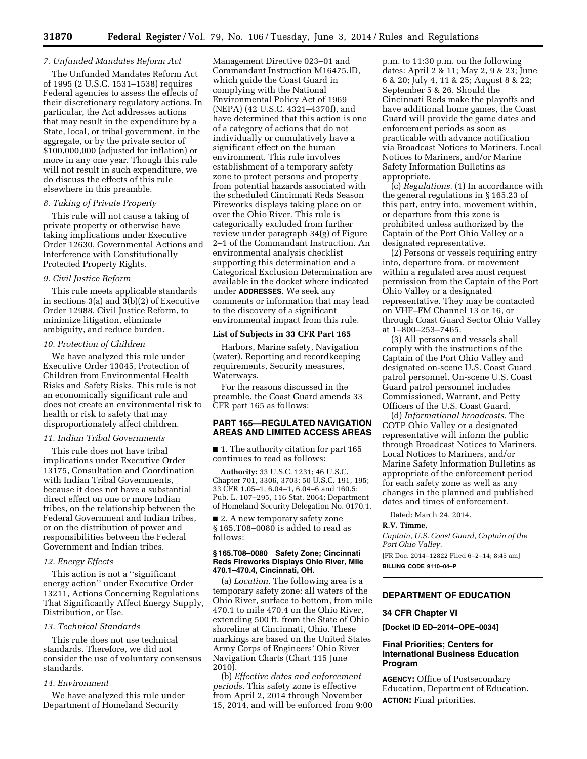### *7. Unfunded Mandates Reform Act*

The Unfunded Mandates Reform Act of 1995 (2 U.S.C. 1531–1538) requires Federal agencies to assess the effects of their discretionary regulatory actions. In particular, the Act addresses actions that may result in the expenditure by a State, local, or tribal government, in the aggregate, or by the private sector of $100,000,000 (adjusted for inflation) or more in any one year. Though this rule will not result in such expenditure, we do discuss the effects of this rule elsewhere in this preamble.

### *8. Taking of Private Property*

This rule will not cause a taking of private property or otherwise have taking implications under Executive Order 12630, Governmental Actions and Interference with Constitutionally Protected Property Rights.

### *9. Civil Justice Reform*

This rule meets applicable standards in sections 3(a) and 3(b)(2) of Executive Order 12988, Civil Justice Reform, to minimize litigation, eliminate ambiguity, and reduce burden.

### *10. Protection of Children*

We have analyzed this rule under Executive Order 13045, Protection of Children from Environmental Health Risks and Safety Risks. This rule is not an economically significant rule and does not create an environmental risk to health or risk to safety that may disproportionately affect children.

### *11. Indian Tribal Governments*

This rule does not have tribal implications under Executive Order 13175, Consultation and Coordination with Indian Tribal Governments, because it does not have a substantial direct effect on one or more Indian tribes, on the relationship between the Federal Government and Indian tribes, or on the distribution of power and responsibilities between the Federal Government and Indian tribes.

### *12. Energy Effects*

This action is not a ''significant energy action'' under Executive Order 13211, Actions Concerning Regulations That Significantly Affect Energy Supply, Distribution, or Use.

### *13. Technical Standards*

This rule does not use technical standards. Therefore, we did not consider the use of voluntary consensus standards.

### *14. Environment*

We have analyzed this rule under Department of Homeland Security Management Directive 023–01 and Commandant Instruction M16475.lD, which guide the Coast Guard in complying with the National Environmental Policy Act of 1969 (NEPA) (42 U.S.C. 4321–4370f), and have determined that this action is one of a category of actions that do not individually or cumulatively have a significant effect on the human environment. This rule involves establishment of a temporary safety zone to protect persons and property from potential hazards associated with the scheduled Cincinnati Reds Season Fireworks displays taking place on or over the Ohio River. This rule is categorically excluded from further review under paragraph 34(g) of Figure 2–1 of the Commandant Instruction. An environmental analysis checklist supporting this determination and a Categorical Exclusion Determination are available in the docket where indicated under **ADDRESSES**. We seek any comments or information that may lead to the discovery of a significant environmental impact from this rule.

### List of Subjects in 33 CFR Part 165

Harbors, Marine safety, Navigation (water), Reporting and recordkeeping requirements, Security measures, Waterways.

For the reasons discussed in the preamble, the Coast Guard amends 33 CFR part 165 as follows:

## PART 165—REGULATED NAVIGATION AREAS AND LIMITED ACCESS AREAS

■ 1. The authority citation for part 165 continues to read as follows:

**Authority:** 33 U.S.C. 1231; 46 U.S.C. Chapter 701, 3306, 3703; 50 U.S.C. 191, 195; 33 CFR 1.05–1, 6.04–1, 6.04–6 and 160.5; Pub. L. 107–295, 116 Stat. 2064; Department of Homeland Security Delegation No. 0170.1.

■ 2. A new temporary safety zone § 165.T08–0080 is added to read as follows:

#### § 165.T08–0080 Safety Zone; Cincinnati Reds Fireworks Displays Ohio River, Mile 470.1–470.4, Cincinnati, OH.

(a) *Location.* The following area is a temporary safety zone: all waters of the Ohio River, surface to bottom, from mile 470.1 to mile 470.4 on the Ohio River, extending 500 ft. from the State of Ohio shoreline at Cincinnati, Ohio. These markings are based on the United States Army Corps of Engineers' Ohio River Navigation Charts (Chart 115 June 2010).

(b) *Effective dates and enforcement periods.* This safety zone is effective from April 2, 2014 through November 15, 2014, and will be enforced from 9:00 p.m. to 11:30 p.m. on the following dates: April 2 & 11; May 2, 9 & 23; June 6 & 20; July 4, 11 & 25; August 8 & 22; September 5 & 26. Should the Cincinnati Reds make the playoffs and have additional home games, the Coast Guard will provide the game dates and enforcement periods as soon as practicable with advance notification via Broadcast Notices to Mariners, Local Notices to Mariners, and/or Marine Safety Information Bulletins as appropriate.

(c) *Regulations.* (1) In accordance with the general regulations in § 165.23 of this part, entry into, movement within, or departure from this zone is prohibited unless authorized by the Captain of the Port Ohio Valley or a designated representative.

(2) Persons or vessels requiring entry into, departure from, or movement within a regulated area must request permission from the Captain of the Port Ohio Valley or a designated representative. They may be contacted on VHF–FM Channel 13 or 16, or through Coast Guard Sector Ohio Valley at 1–800–253–7465.

(3) All persons and vessels shall comply with the instructions of the Captain of the Port Ohio Valley and designated on-scene U.S. Coast Guard patrol personnel. On-scene U.S. Coast Guard patrol personnel includes Commissioned, Warrant, and Petty Officers of the U.S. Coast Guard.

(d) *Informational broadcasts.* The COTP Ohio Valley or a designated representative will inform the public through Broadcast Notices to Mariners, Local Notices to Mariners, and/or Marine Safety Information Bulletins as appropriate of the enforcement period for each safety zone as well as any changes in the planned and published dates and times of enforcement.

Dated: March 24, 2014.

**R.V. Timme,**

*Captain, U.S. Coast Guard, Captain of the Port Ohio Valley.*

[FR Doc. 2014–12822 Filed 6–2–14; 8:45 am]

**BILLING CODE 9110–04–P**

## DEPARTMENT OF EDUCATION

### 34 CFR Chapter VI

**[Docket ID ED–2014–OPE–0034]**

## Final Priorities; Centers for International Business Education Program

**AGENCY:** Office of Postsecondary Education, Department of Education.

**ACTION:** Final priorities.